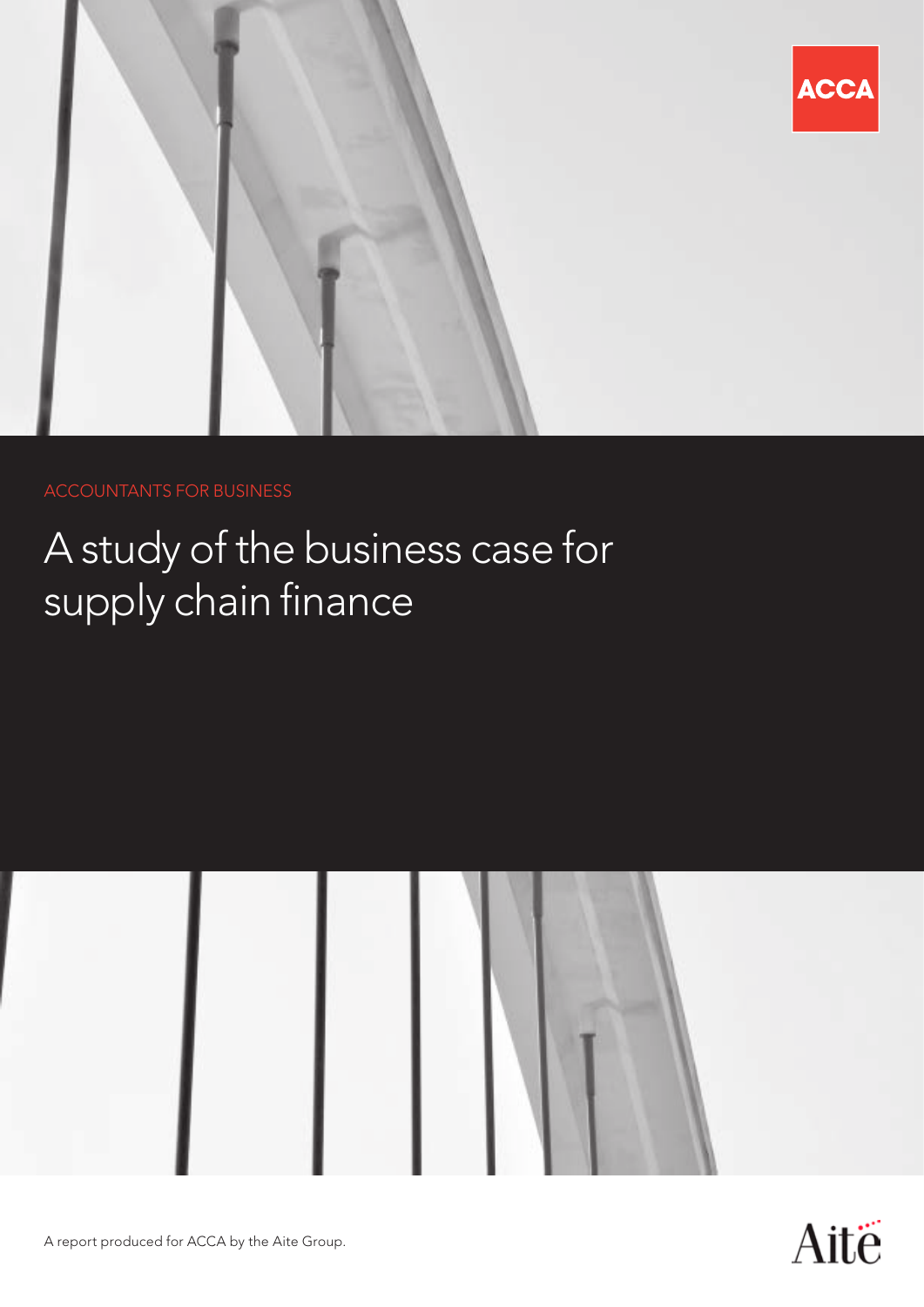ACCA

ACCOUNTANTS FOR BUSINESS

# A study of the business case for supply chain finance

A report produced for ACCA by the Aite Group.

Aite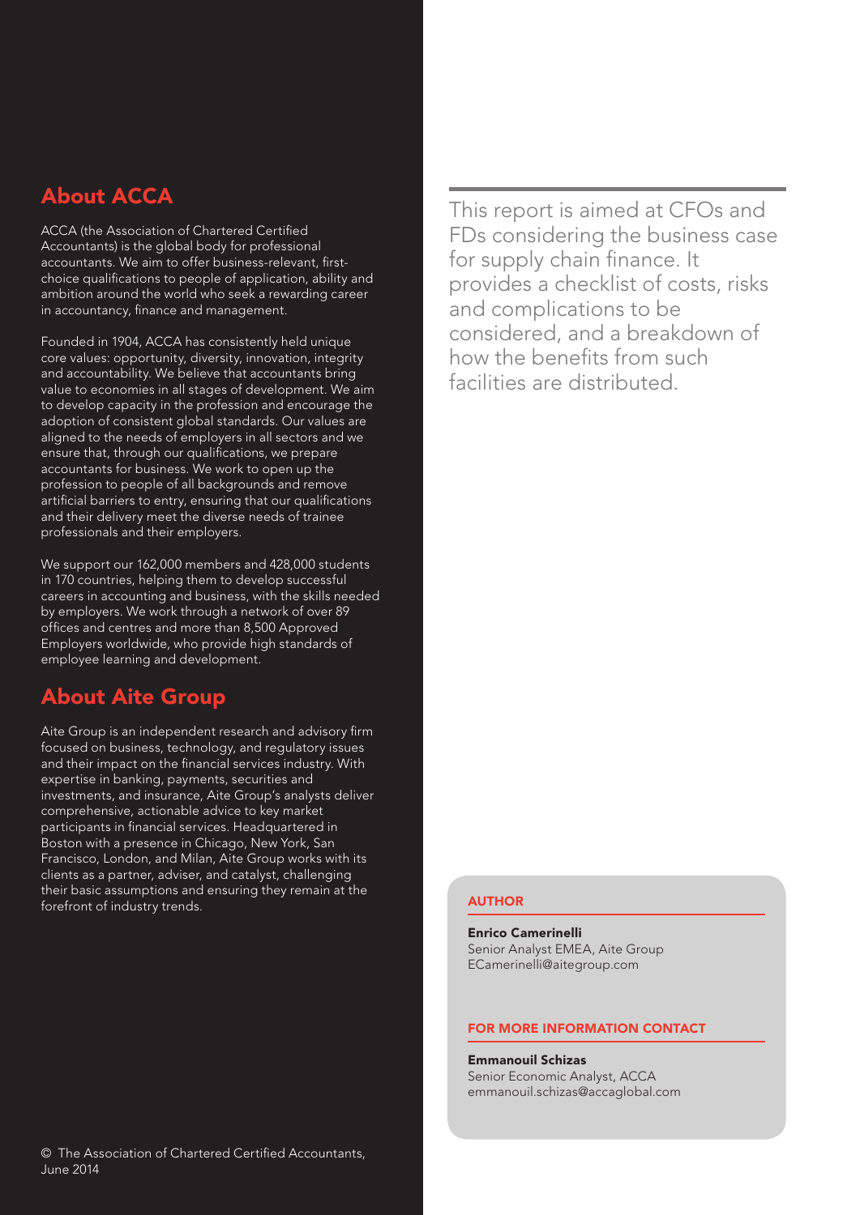## About ACCA

ACCA (the Association of Chartered Certified Accountants) is the global body for professional accountants. We aim to offer business-relevant, first-choice qualifications to people of application, ability and ambition around the world who seek a rewarding career in accountancy, finance and management.

Founded in 1904, ACCA has consistently held unique core values: opportunity, diversity, innovation, integrity and accountability. We believe that accountants bring value to economies in all stages of development. We aim to develop capacity in the profession and encourage the adoption of consistent global standards. Our values are aligned to the needs of employers in all sectors and we ensure that, through our qualifications, we prepare accountants for business. We work to open up the profession to people of all backgrounds and remove artificial barriers to entry, ensuring that our qualifications and their delivery meet the diverse needs of trainee professionals and their employers.

We support our 162,000 members and 428,000 students in 170 countries, helping them to develop successful careers in accounting and business, with the skills needed by employers. We work through a network of over 89 offices and centres and more than 8,500 Approved Employers worldwide, who provide high standards of employee learning and development.

## About Aite Group

Aite Group is an independent research and advisory firm focused on business, technology, and regulatory issues and their impact on the financial services industry. With expertise in banking, payments, securities and investments, and insurance, Aite Group's analysts deliver comprehensive, actionable advice to key market participants in financial services. Headquartered in Boston with a presence in Chicago, New York, San Francisco, London, and Milan, Aite Group works with its clients as a partner, adviser, and catalyst, challenging their basic assumptions and ensuring they remain at the forefront of industry trends.

© The Association of Chartered Certified Accountants, June 2014

This report is aimed at CFOs and FDs considering the business case for supply chain finance. It provides a checklist of costs, risks and complications to be considered, and a breakdown of how the benefits from such facilities are distributed.

**AUTHOR**

**Enrico Camerinelli**
Senior Analyst EMEA, Aite Group
ECamerinelli@aitegroup.com

**FOR MORE INFORMATION CONTACT**

**Emmanouil Schizas**
Senior Economic Analyst, ACCA
emmanouil.schizas@accaglobal.com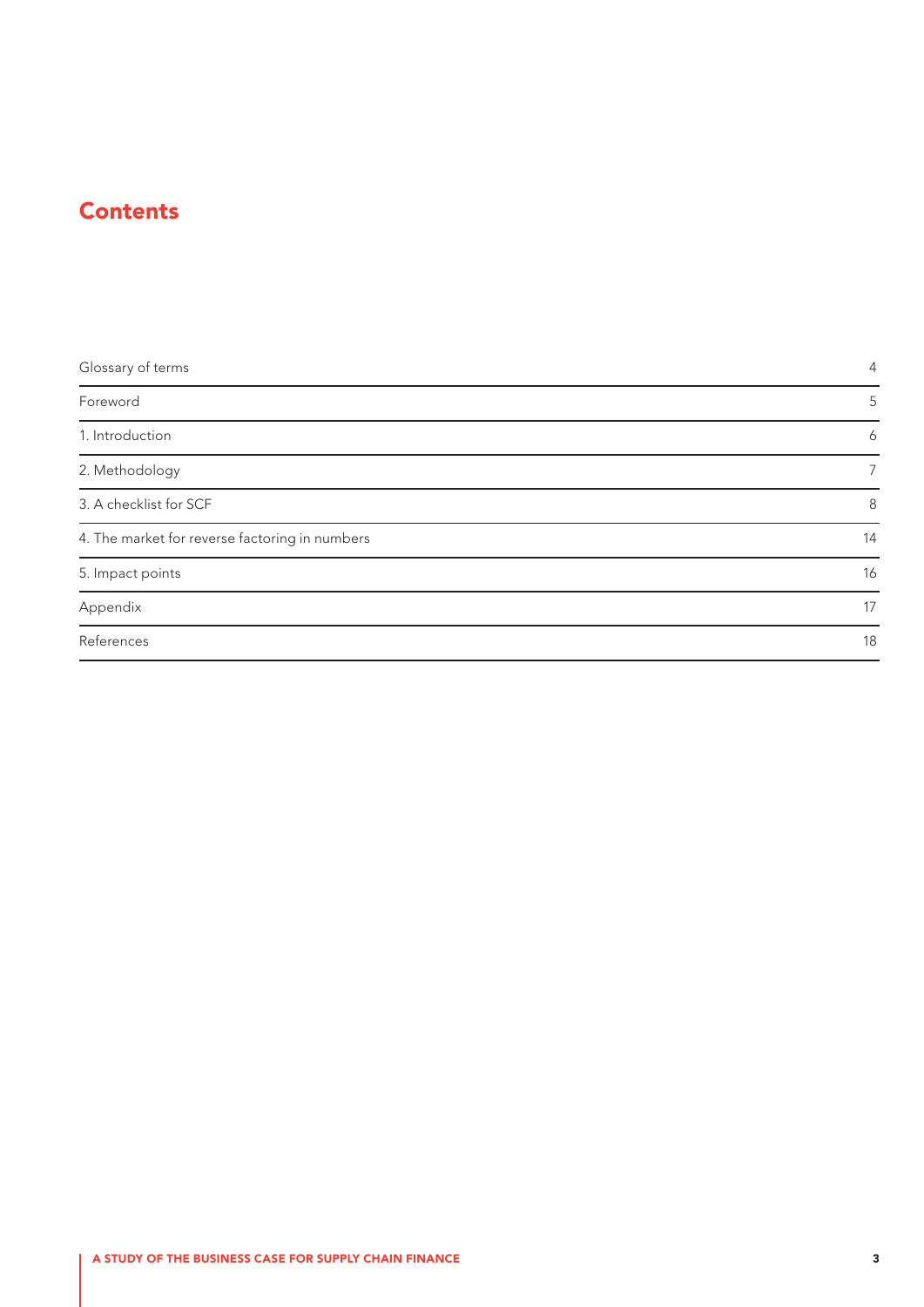# Contents

| | |
|---|---|
| Glossary of terms | 4 |
| Foreword | 5 |
| 1. Introduction | 6 |
| 2. Methodology | 7 |
| 3. A checklist for SCF | 8 |
| 4. The market for reverse factoring in numbers | 14 |
| 5. Impact points | 16 |
| Appendix | 17 |
| References | 18 |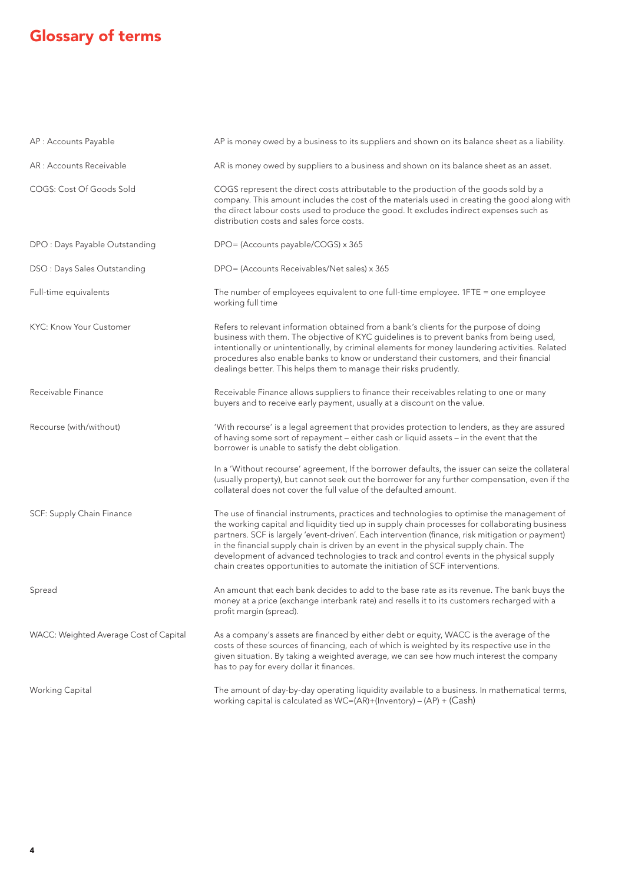# Glossary of terms

| Term | Definition |
|---|---|
| AP : Accounts Payable | AP is money owed by a business to its suppliers and shown on its balance sheet as a liability. |
| AR : Accounts Receivable | AR is money owed by suppliers to a business and shown on its balance sheet as an asset. |
| COGS: Cost Of Goods Sold | COGS represent the direct costs attributable to the production of the goods sold by a company. This amount includes the cost of the materials used in creating the good along with the direct labour costs used to produce the good. It excludes indirect expenses such as distribution costs and sales force costs. |
| DPO : Days Payable Outstanding | DPO= (Accounts payable/COGS) x 365 |
| DSO : Days Sales Outstanding | DPO= (Accounts Receivables/Net sales) x 365 |
| Full-time equivalents | The number of employees equivalent to one full-time employee. 1FTE = one employee working full time |
| KYC: Know Your Customer | Refers to relevant information obtained from a bank's clients for the purpose of doing business with them. The objective of KYC guidelines is to prevent banks from being used, intentionally or unintentionally, by criminal elements for money laundering activities. Related procedures also enable banks to know or understand their customers, and their financial dealings better. This helps them to manage their risks prudently. |
| Receivable Finance | Receivable Finance allows suppliers to finance their receivables relating to one or many buyers and to receive early payment, usually at a discount on the value. |
| Recourse (with/without) | 'With recourse' is a legal agreement that provides protection to lenders, as they are assured of having some sort of repayment – either cash or liquid assets – in the event that the borrower is unable to satisfy the debt obligation.<br><br>In a 'Without recourse' agreement, If the borrower defaults, the issuer can seize the collateral (usually property), but cannot seek out the borrower for any further compensation, even if the collateral does not cover the full value of the defaulted amount. |
| SCF: Supply Chain Finance | The use of financial instruments, practices and technologies to optimise the management of the working capital and liquidity tied up in supply chain processes for collaborating business partners. SCF is largely 'event-driven'. Each intervention (finance, risk mitigation or payment) in the financial supply chain is driven by an event in the physical supply chain. The development of advanced technologies to track and control events in the physical supply chain creates opportunities to automate the initiation of SCF interventions. |
| Spread | An amount that each bank decides to add to the base rate as its revenue. The bank buys the money at a price (exchange interbank rate) and resells it to its customers recharged with a profit margin (spread). |
| WACC: Weighted Average Cost of Capital | As a company's assets are financed by either debt or equity, WACC is the average of the costs of these sources of financing, each of which is weighted by its respective use in the given situation. By taking a weighted average, we can see how much interest the company has to pay for every dollar it finances. |
| Working Capital | The amount of day-by-day operating liquidity available to a business. In mathematical terms, working capital is calculated as WC=(AR)+(Inventory) – (AP) + (Cash) |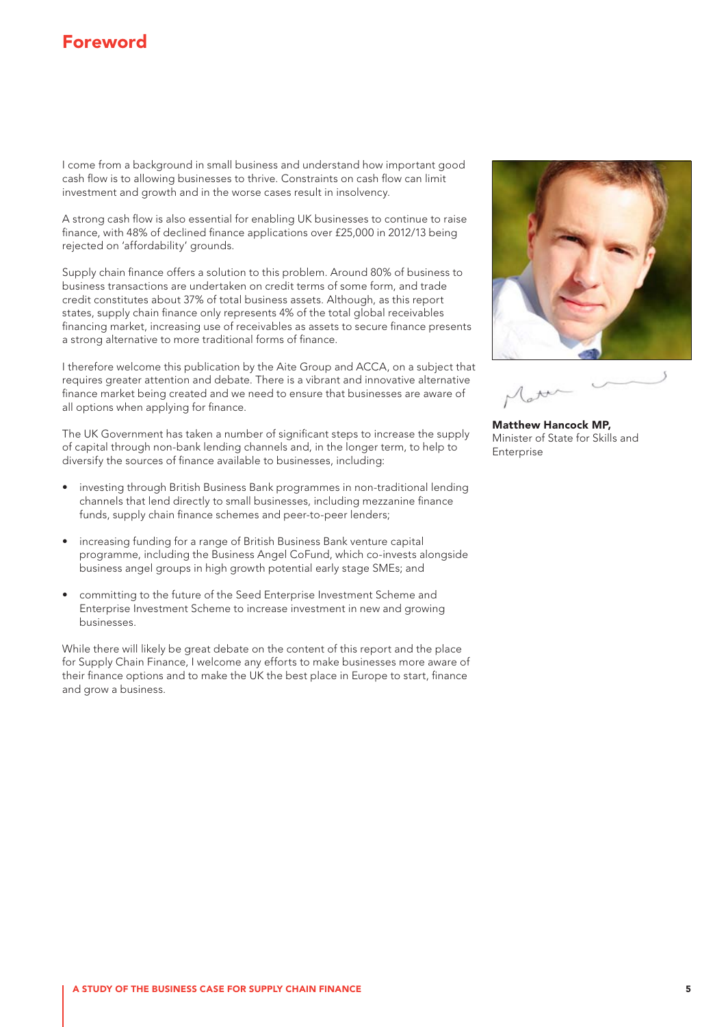# Foreword

I come from a background in small business and understand how important good cash flow is to allowing businesses to thrive. Constraints on cash flow can limit investment and growth and in the worse cases result in insolvency.

A strong cash flow is also essential for enabling UK businesses to continue to raise finance, with 48% of declined finance applications over £25,000 in 2012/13 being rejected on 'affordability' grounds.

Supply chain finance offers a solution to this problem. Around 80% of business to business transactions are undertaken on credit terms of some form, and trade credit constitutes about 37% of total business assets. Although, as this report states, supply chain finance only represents 4% of the total global receivables financing market, increasing use of receivables as assets to secure finance presents a strong alternative to more traditional forms of finance.

I therefore welcome this publication by the Aite Group and ACCA, on a subject that requires greater attention and debate. There is a vibrant and innovative alternative finance market being created and we need to ensure that businesses are aware of all options when applying for finance.

The UK Government has taken a number of significant steps to increase the supply of capital through non-bank lending channels and, in the longer term, to help to diversify the sources of finance available to businesses, including:

- investing through British Business Bank programmes in non-traditional lending channels that lend directly to small businesses, including mezzanine finance funds, supply chain finance schemes and peer-to-peer lenders;
- increasing funding for a range of British Business Bank venture capital programme, including the Business Angel CoFund, which co-invests alongside business angel groups in high growth potential early stage SMEs; and
- committing to the future of the Seed Enterprise Investment Scheme and Enterprise Investment Scheme to increase investment in new and growing businesses.

While there will likely be great debate on the content of this report and the place for Supply Chain Finance, I welcome any efforts to make businesses more aware of their finance options and to make the UK the best place in Europe to start, finance and grow a business.

**Matthew Hancock MP,**
Minister of State for Skills and Enterprise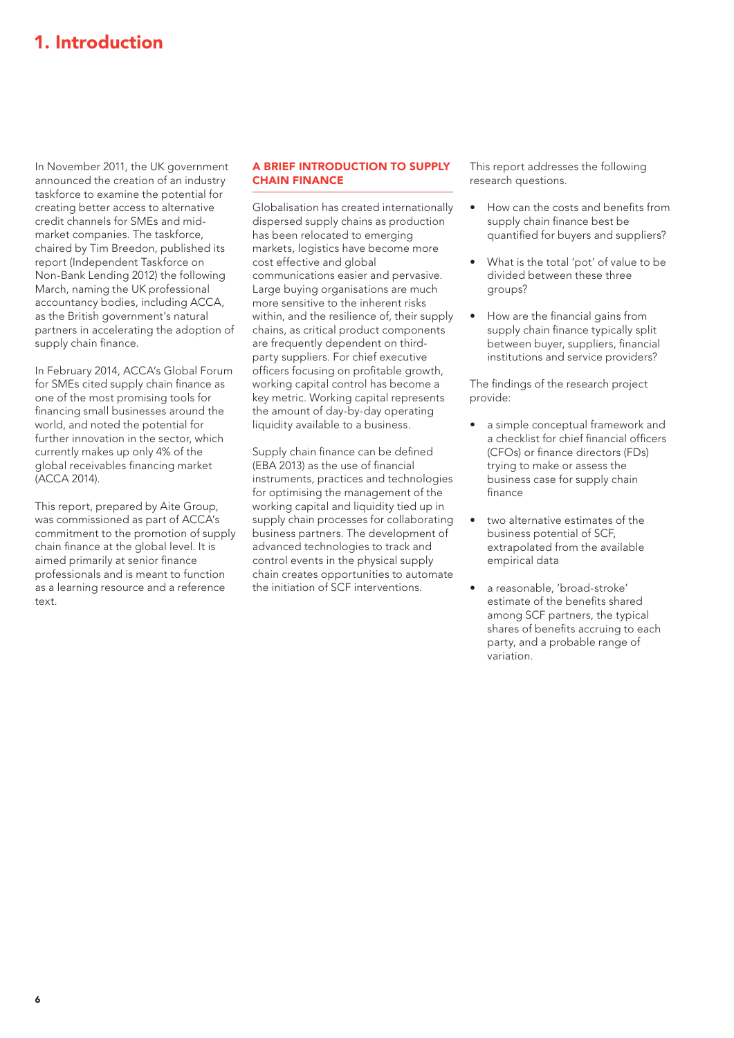# 1. Introduction

In November 2011, the UK government announced the creation of an industry taskforce to examine the potential for creating better access to alternative credit channels for SMEs and mid-market companies. The taskforce, chaired by Tim Breedon, published its report (Independent Taskforce on Non-Bank Lending 2012) the following March, naming the UK professional accountancy bodies, including ACCA, as the British government's natural partners in accelerating the adoption of supply chain finance.

In February 2014, ACCA's Global Forum for SMEs cited supply chain finance as one of the most promising tools for financing small businesses around the world, and noted the potential for further innovation in the sector, which currently makes up only 4% of the global receivables financing market (ACCA 2014).

This report, prepared by Aite Group, was commissioned as part of ACCA's commitment to the promotion of supply chain finance at the global level. It is aimed primarily at senior finance professionals and is meant to function as a learning resource and a reference text.

## A BRIEF INTRODUCTION TO SUPPLY CHAIN FINANCE

Globalisation has created internationally dispersed supply chains as production has been relocated to emerging markets, logistics have become more cost effective and global communications easier and pervasive. Large buying organisations are much more sensitive to the inherent risks within, and the resilience of, their supply chains, as critical product components are frequently dependent on third-party suppliers. For chief executive officers focusing on profitable growth, working capital control has become a key metric. Working capital represents the amount of day-by-day operating liquidity available to a business.

Supply chain finance can be defined (EBA 2013) as the use of financial instruments, practices and technologies for optimising the management of the working capital and liquidity tied up in supply chain processes for collaborating business partners. The development of advanced technologies to track and control events in the physical supply chain creates opportunities to automate the initiation of SCF interventions.

This report addresses the following research questions.

- How can the costs and benefits from supply chain finance best be quantified for buyers and suppliers?
- What is the total 'pot' of value to be divided between these three groups?
- How are the financial gains from supply chain finance typically split between buyer, suppliers, financial institutions and service providers?

The findings of the research project provide:

- a simple conceptual framework and a checklist for chief financial officers (CFOs) or finance directors (FDs) trying to make or assess the business case for supply chain finance
- two alternative estimates of the business potential of SCF, extrapolated from the available empirical data
- a reasonable, 'broad-stroke' estimate of the benefits shared among SCF partners, the typical shares of benefits accruing to each party, and a probable range of variation.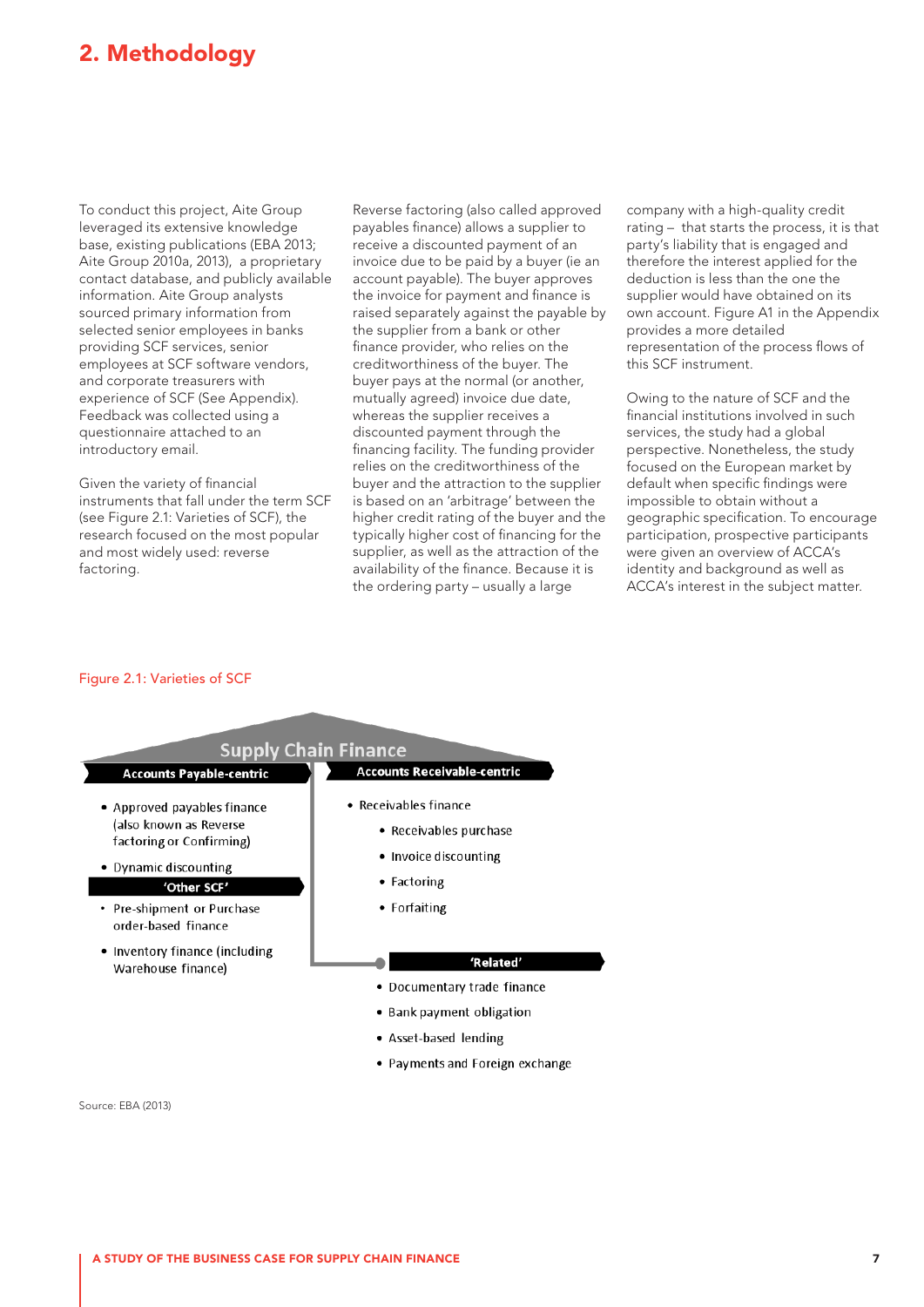## 2. Methodology

To conduct this project, Aite Group leveraged its extensive knowledge base, existing publications (EBA 2013; Aite Group 2010a, 2013), a proprietary contact database, and publicly available information. Aite Group analysts sourced primary information from selected senior employees in banks providing SCF services, senior employees at SCF software vendors, and corporate treasurers with experience of SCF (See Appendix). Feedback was collected using a questionnaire attached to an introductory email.

Given the variety of financial instruments that fall under the term SCF (see Figure 2.1: Varieties of SCF), the research focused on the most popular and most widely used: reverse factoring.

Reverse factoring (also called approved payables finance) allows a supplier to receive a discounted payment of an invoice due to be paid by a buyer (ie an account payable). The buyer approves the invoice for payment and finance is raised separately against the payable by the supplier from a bank or other finance provider, who relies on the creditworthiness of the buyer. The buyer pays at the normal (or another, mutually agreed) invoice due date, whereas the supplier receives a discounted payment through the financing facility. The funding provider relies on the creditworthiness of the buyer and the attraction to the supplier is based on an 'arbitrage' between the higher credit rating of the buyer and the typically higher cost of financing for the supplier, as well as the attraction of the availability of the finance. Because it is the ordering party – usually a large company with a high-quality credit rating – that starts the process, it is that party's liability that is engaged and therefore the interest applied for the deduction is less than the one the supplier would have obtained on its own account. Figure A1 in the Appendix provides a more detailed representation of the process flows of this SCF instrument.

Owing to the nature of SCF and the financial institutions involved in such services, the study had a global perspective. Nonetheless, the study focused on the European market by default when specific findings were impossible to obtain without a geographic specification. To encourage participation, prospective participants were given an overview of ACCA's identity and background as well as ACCA's interest in the subject matter.

Figure 2.1: Varieties of SCF

**Supply Chain Finance**

**Accounts Payable-centric**

- Approved payables finance (also known as Reverse factoring or Confirming)
- Dynamic discounting

**'Other SCF'**

- Pre-shipment or Purchase order-based finance
- Inventory finance (including Warehouse finance)

**Accounts Receivable-centric**

- Receivables finance
    - Receivables purchase
    - Invoice discounting
    - Factoring
    - Forfaiting

**'Related'**

- Documentary trade finance
- Bank payment obligation
- Asset-based lending
- Payments and Foreign exchange

Source: EBA (2013)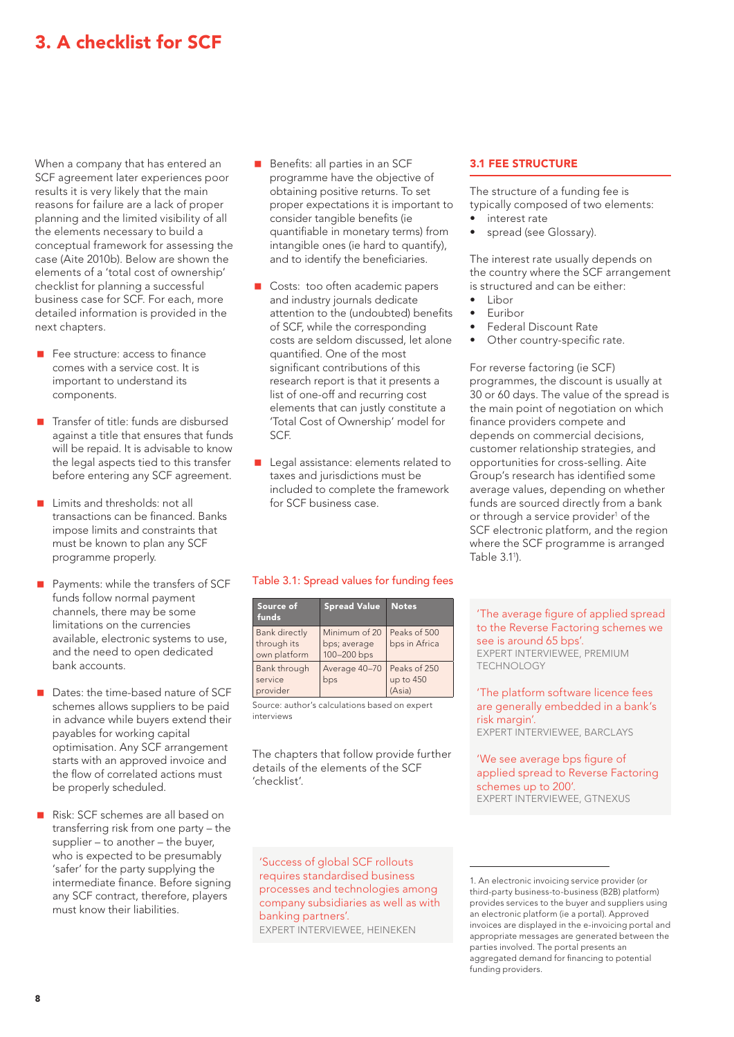# 3. A checklist for SCF

When a company that has entered an SCF agreement later experiences poor results it is very likely that the main reasons for failure are a lack of proper planning and the limited visibility of all the elements necessary to build a conceptual framework for assessing the case (Aite 2010b). Below are shown the elements of a 'total cost of ownership' checklist for planning a successful business case for SCF. For each, more detailed information is provided in the next chapters.

- Fee structure: access to finance comes with a service cost. It is important to understand its components.
- Transfer of title: funds are disbursed against a title that ensures that funds will be repaid. It is advisable to know the legal aspects tied to this transfer before entering any SCF agreement.
- Limits and thresholds: not all transactions can be financed. Banks impose limits and constraints that must be known to plan any SCF programme properly.
- Payments: while the transfers of SCF funds follow normal payment channels, there may be some limitations on the currencies available, electronic systems to use, and the need to open dedicated bank accounts.
- Dates: the time-based nature of SCF schemes allows suppliers to be paid in advance while buyers extend their payables for working capital optimisation. Any SCF arrangement starts with an approved invoice and the flow of correlated actions must be properly scheduled.
- Risk: SCF schemes are all based on transferring risk from one party – the supplier – to another – the buyer, who is expected to be presumably 'safer' for the party supplying the intermediate finance. Before signing any SCF contract, therefore, players must know their liabilities.
- Benefits: all parties in an SCF programme have the objective of obtaining positive returns. To set proper expectations it is important to consider tangible benefits (ie quantifiable in monetary terms) from intangible ones (ie hard to quantify), and to identify the beneficiaries.
- Costs: too often academic papers and industry journals dedicate attention to the (undoubted) benefits of SCF, while the corresponding costs are seldom discussed, let alone quantified. One of the most significant contributions of this research report is that it presents a list of one-off and recurring cost elements that can justly constitute a 'Total Cost of Ownership' model for SCF.
- Legal assistance: elements related to taxes and jurisdictions must be included to complete the framework for SCF business case.

Table 3.1: Spread values for funding fees

| Source of funds | Spread Value | Notes |
|---|---|---|
| Bank directly through its own platform | Minimum of 20 bps; average 100–200 bps | Peaks of 500 bps in Africa |
| Bank through service provider | Average 40–70 bps | Peaks of 250 up to 450 (Asia) |

Source: author's calculations based on expert interviews

The chapters that follow provide further details of the elements of the SCF 'checklist'.

'Success of global SCF rollouts requires standardised business processes and technologies among company subsidiaries as well as with banking partners'.
EXPERT INTERVIEWEE, HEINEKEN

## 3.1 FEE STRUCTURE

The structure of a funding fee is typically composed of two elements:

- interest rate
- spread (see Glossary).

The interest rate usually depends on the country where the SCF arrangement is structured and can be either:

- Libor
- Euribor
- Federal Discount Rate
- Other country-specific rate.

For reverse factoring (ie SCF) programmes, the discount is usually at 30 or 60 days. The value of the spread is the main point of negotiation on which finance providers compete and depends on commercial decisions, customer relationship strategies, and opportunities for cross-selling. Aite Group's research has identified some average values, depending on whether funds are sourced directly from a bank or through a service provider[1] of the SCF electronic platform, and the region where the SCF programme is arranged Table 3.1[1]).

'The average figure of applied spread to the Reverse Factoring schemes we see is around 65 bps'.
EXPERT INTERVIEWEE, PREMIUM TECHNOLOGY

'The platform software licence fees are generally embedded in a bank's risk margin'.
EXPERT INTERVIEWEE, BARCLAYS

'We see average bps figure of applied spread to Reverse Factoring schemes up to 200'.
EXPERT INTERVIEWEE, GTNEXUS

1. An electronic invoicing service provider (or third-party business-to-business (B2B) platform) provides services to the buyer and suppliers using an electronic platform (ie a portal). Approved invoices are displayed in the e-invoicing portal and appropriate messages are generated between the parties involved. The portal presents an aggregated demand for financing to potential funding providers.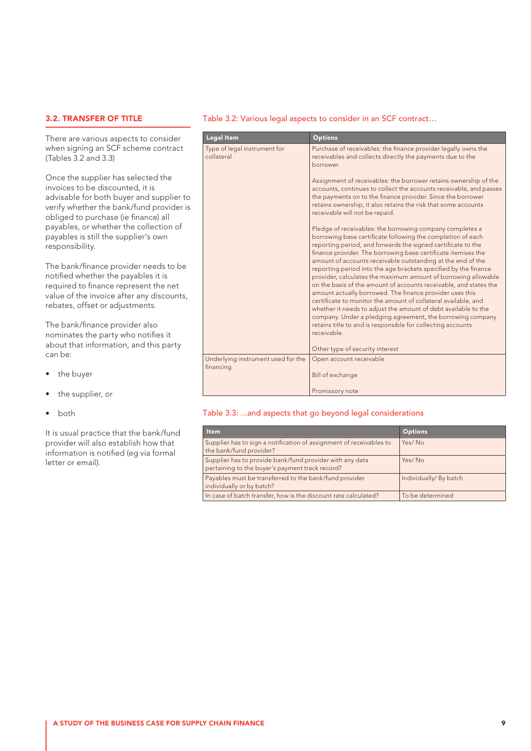## 3.2. TRANSFER OF TITLE

There are various aspects to consider when signing an SCF scheme contract (Tables 3.2 and 3.3)

Once the supplier has selected the invoices to be discounted, it is advisable for both buyer and supplier to verify whether the bank/fund provider is obliged to purchase (ie finance) all payables, or whether the collection of payables is still the supplier's own responsibility.

The bank/finance provider needs to be notified whether the payables it is required to finance represent the net value of the invoice after any discounts, rebates, offset or adjustments.

The bank/finance provider also nominates the party who notifies it about that information, and this party can be:

- the buyer
- the supplier, or
- both

It is usual practice that the bank/fund provider will also establish how that information is notified (eg via formal letter or email).

Table 3.2: Various legal aspects to consider in an SCF contract…

| Legal Item | Options |
|---|---|
| Type of legal instrument for collateral | Purchase of receivables: the finance provider legally owns the receivables and collects directly the payments due to the borrower. |
| | Assignment of receivables: the borrower retains ownership of the accounts, continues to collect the accounts receivable, and passes the payments on to the finance provider. Since the borrower retains ownership, it also retains the risk that some accounts receivable will not be repaid. |
| | Pledge of receivables: the borrowing company completes a borrowing base certificate following the completion of each reporting period, and forwards the signed certificate to the finance provider. The borrowing base certificate itemises the amount of accounts receivable outstanding at the end of the reporting period into the age brackets specified by the finance provider, calculates the maximum amount of borrowing allowable on the basis of the amount of accounts receivable, and states the amount actually borrowed. The finance provider uses this certificate to monitor the amount of collateral available, and whether it needs to adjust the amount of debt available to the company. Under a pledging agreement, the borrowing company retains title to and is responsible for collecting accounts receivable. |
| | Other type of security interest |
| Underlying instrument used for the financing | Open account receivable |
| | Bill of exchange |
| | Promissory note |

Table 3.3: …and aspects that go beyond legal considerations

| Item | Options |
|---|---|
| Supplier has to sign a notification of assignment of receivables to the bank/fund provider? | Yes/ No |
| Supplier has to provide bank/fund provider with any data pertaining to the buyer's payment track record? | Yes/ No |
| Payables must be transferred to the bank/fund provider individually or by batch? | Individually/ By batch |
| In case of batch transfer, how is the discount rate calculated? | To be determined |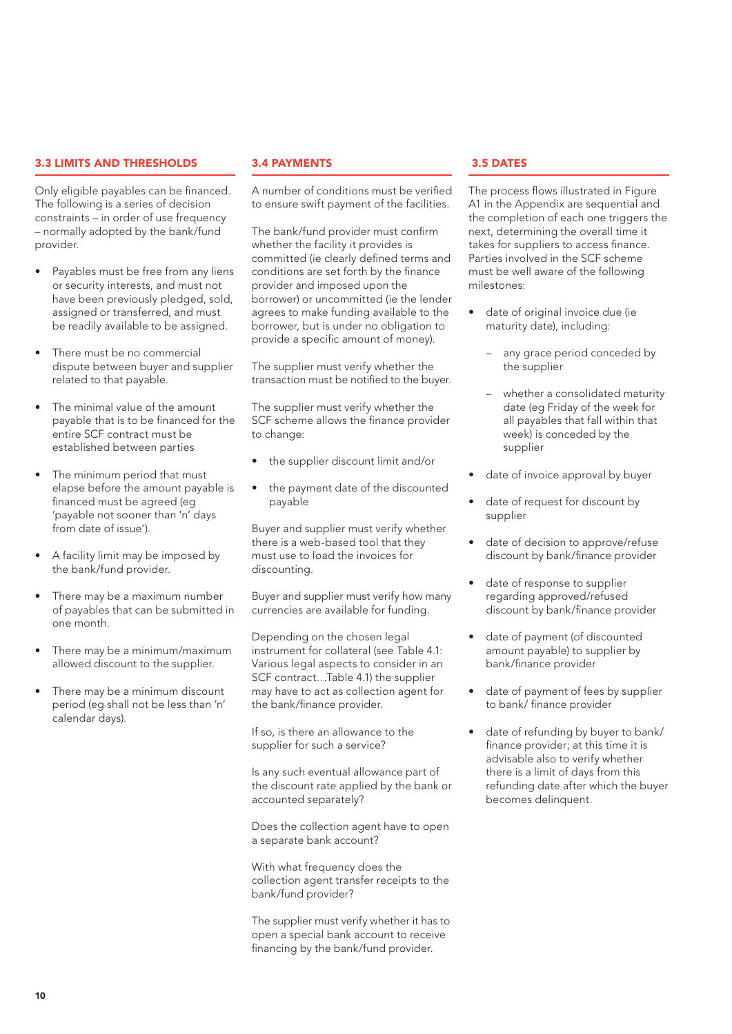### 3.3 LIMITS AND THRESHOLDS

Only eligible payables can be financed. The following is a series of decision constraints – in order of use frequency – normally adopted by the bank/fund provider.

- Payables must be free from any liens or security interests, and must not have been previously pledged, sold, assigned or transferred, and must be readily available to be assigned.
- There must be no commercial dispute between buyer and supplier related to that payable.
- The minimal value of the amount payable that is to be financed for the entire SCF contract must be established between parties
- The minimum period that must elapse before the amount payable is financed must be agreed (eg 'payable not sooner than 'n' days from date of issue').
- A facility limit may be imposed by the bank/fund provider.
- There may be a maximum number of payables that can be submitted in one month.
- There may be a minimum/maximum allowed discount to the supplier.
- There may be a minimum discount period (eg shall not be less than 'n' calendar days).

### 3.4 PAYMENTS

A number of conditions must be verified to ensure swift payment of the facilities.

The bank/fund provider must confirm whether the facility it provides is committed (ie clearly defined terms and conditions are set forth by the finance provider and imposed upon the borrower) or uncommitted (ie the lender agrees to make funding available to the borrower, but is under no obligation to provide a specific amount of money).

The supplier must verify whether the transaction must be notified to the buyer.

The supplier must verify whether the SCF scheme allows the finance provider to change:

- the supplier discount limit and/or
- the payment date of the discounted payable

Buyer and supplier must verify whether there is a web-based tool that they must use to load the invoices for discounting.

Buyer and supplier must verify how many currencies are available for funding.

Depending on the chosen legal instrument for collateral (see Table 4.1: Various legal aspects to consider in an SCF contract…Table 4.1) the supplier may have to act as collection agent for the bank/finance provider.

If so, is there an allowance to the supplier for such a service?

Is any such eventual allowance part of the discount rate applied by the bank or accounted separately?

Does the collection agent have to open a separate bank account?

With what frequency does the collection agent transfer receipts to the bank/fund provider?

The supplier must verify whether it has to open a special bank account to receive financing by the bank/fund provider.

### 3.5 DATES

The process flows illustrated in Figure A1 in the Appendix are sequential and the completion of each one triggers the next, determining the overall time it takes for suppliers to access finance. Parties involved in the SCF scheme must be well aware of the following milestones:

- date of original invoice due (ie maturity date), including:
  - any grace period conceded by the supplier
  - whether a consolidated maturity date (eg Friday of the week for all payables that fall within that week) is conceded by the supplier
- date of invoice approval by buyer
- date of request for discount by supplier
- date of decision to approve/refuse discount by bank/finance provider
- date of response to supplier regarding approved/refused discount by bank/finance provider
- date of payment (of discounted amount payable) to supplier by bank/finance provider
- date of payment of fees by supplier to bank/ finance provider
- date of refunding by buyer to bank/ finance provider; at this time it is advisable also to verify whether there is a limit of days from this refunding date after which the buyer becomes delinquent.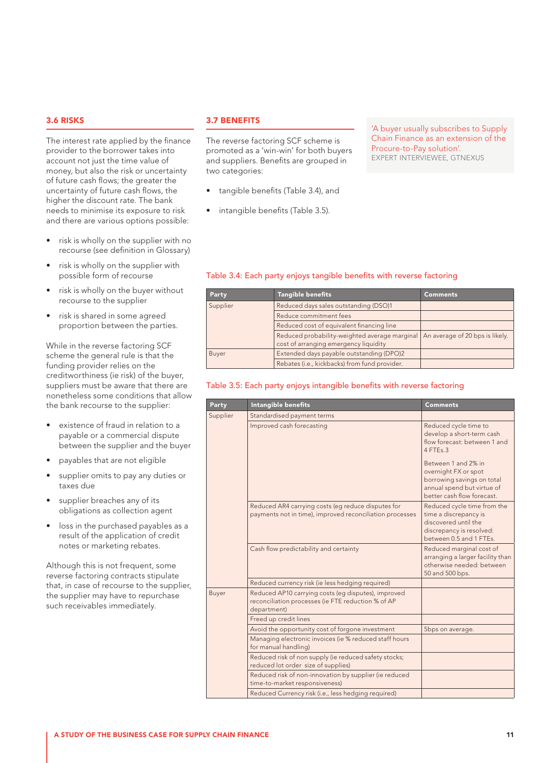## 3.6 RISKS

The interest rate applied by the finance provider to the borrower takes into account not just the time value of money, but also the risk or uncertainty of future cash flows; the greater the uncertainty of future cash flows, the higher the discount rate. The bank needs to minimise its exposure to risk and there are various options possible:

- risk is wholly on the supplier with no recourse (see definition in Glossary)
- risk is wholly on the supplier with possible form of recourse
- risk is wholly on the buyer without recourse to the supplier
- risk is shared in some agreed proportion between the parties.

While in the reverse factoring SCF scheme the general rule is that the funding provider relies on the creditworthiness (ie risk) of the buyer, suppliers must be aware that there are nonetheless some conditions that allow the bank recourse to the supplier:

- existence of fraud in relation to a payable or a commercial dispute between the supplier and the buyer
- payables that are not eligible
- supplier omits to pay any duties or taxes due
- supplier breaches any of its obligations as collection agent
- loss in the purchased payables as a result of the application of credit notes or marketing rebates.

Although this is not frequent, some reverse factoring contracts stipulate that, in case of recourse to the supplier, the supplier may have to repurchase such receivables immediately.

## 3.7 BENEFITS

The reverse factoring SCF scheme is promoted as a 'win-win' for both buyers and suppliers. Benefits are grouped in two categories:

- tangible benefits (Table 3.4), and
- intangible benefits (Table 3.5).

> 'A buyer usually subscribes to Supply Chain Finance as an extension of the Procure-to-Pay solution'.
> EXPERT INTERVIEWEE, GTNEXUS

Table 3.4: Each party enjoys tangible benefits with reverse factoring

| Party | Tangible benefits | Comments |
|---|---|---|
| Supplier | Reduced days sales outstanding (DSO)1 | |
| | Reduce commitment fees | |
| | Reduced cost of equivalent financing line | |
| | Reduced probability-weighted average marginal cost of arranging emergency liquidity | An average of 20 bps is likely. |
| Buyer | Extended days payable outstanding (DPO)2 | |
| | Rebates (i.e., kickbacks) from fund provider. | |

Table 3.5: Each party enjoys intangible benefits with reverse factoring

| Party | Intangible benefits | Comments |
|---|---|---|
| Supplier | Standardised payment terms | |
| | Improved cash forecasting | Reduced cycle time to develop a short-term cash flow forecast: between 1 and 4 FTEs.3<br><br>Between 1 and 2% in overnight FX or spot borrowing savings on total annual spend but virtue of better cash flow forecast. |
| | Reduced AR4 carrying costs (eg reduce disputes for payments not in time), improved reconciliation processes | Reduced cycle time from the time a discrepancy is discovered until the discrepancy is resolved: between 0.5 and 1 FTEs. |
| | Cash flow predictability and certainty | Reduced marginal cost of arranging a larger facility than otherwise needed: between 50 and 500 bps. |
| | Reduced currency risk (ie less hedging required) | |
| Buyer | Reduced AP10 carrying costs (eg disputes), improved reconciliation processes (ie FTE reduction % of AP department) | |
| | Freed up credit lines | |
| | Avoid the opportunity cost of forgone investment | 5bps on average. |
| | Managing electronic invoices (ie % reduced staff hours for manual handling) | |
| | Reduced risk of non supply (ie reduced safety stocks; reduced lot order size of supplies) | |
| | Reduced risk of non-innovation by supplier (ie reduced time-to-market responsiveness) | |
| | Reduced Currency risk (i.e., less hedging required) | |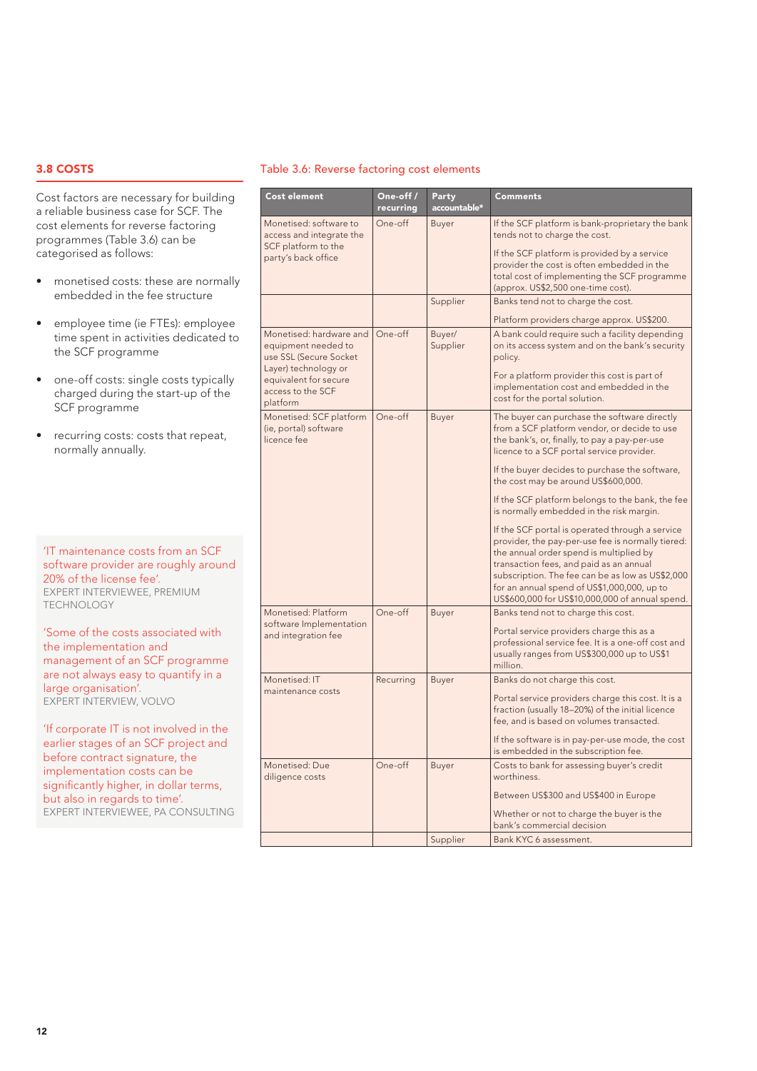## 3.8 COSTS

Cost factors are necessary for building a reliable business case for SCF. The cost elements for reverse factoring programmes (Table 3.6) can be categorised as follows:

- monetised costs: these are normally embedded in the fee structure
- employee time (ie FTEs): employee time spent in activities dedicated to the SCF programme
- one-off costs: single costs typically charged during the start-up of the SCF programme
- recurring costs: costs that repeat, normally annually.

> 'IT maintenance costs from an SCF software provider are roughly around 20% of the license fee'.
> EXPERT INTERVIEWEE, PREMIUM TECHNOLOGY

> 'Some of the costs associated with the implementation and management of an SCF programme are not always easy to quantify in a large organisation'.
> EXPERT INTERVIEW, VOLVO

> 'If corporate IT is not involved in the earlier stages of an SCF project and before contract signature, the implementation costs can be significantly higher, in dollar terms, but also in regards to time'.
> EXPERT INTERVIEWEE, PA CONSULTING

Table 3.6: Reverse factoring cost elements

| Cost element | One-off / recurring | Party accountable* | Comments |
|---|---|---|---|
| Monetised: software to access and integrate the SCF platform to the party's back office | One-off | Buyer | If the SCF platform is bank-proprietary the bank tends not to charge the cost. If the SCF platform is provided by a service provider the cost is often embedded in the total cost of implementing the SCF programme (approx. US$2,500 one-time cost). |
| | | Supplier | Banks tend not to charge the cost. Platform providers charge approx. US$200. |
| Monetised: hardware and equipment needed to use SSL (Secure Socket Layer) technology or equivalent for secure access to the SCF platform | One-off | Buyer/ Supplier | A bank could require such a facility depending on its access system and on the bank's security policy. For a platform provider this cost is part of implementation cost and embedded in the cost for the portal solution. |
| Monetised: SCF platform (ie, portal) software licence fee | One-off | Buyer | The buyer can purchase the software directly from a SCF platform vendor, or decide to use the bank's, or, finally, to pay a pay-per-use licence to a SCF portal service provider. If the buyer decides to purchase the software, the cost may be around US$600,000. If the SCF platform belongs to the bank, the fee is normally embedded in the risk margin. If the SCF portal is operated through a service provider, the pay-per-use fee is normally tiered: the annual order spend is multiplied by transaction fees, and paid as an annual subscription. The fee can be as low as US$2,000 for an annual spend of US$1,000,000, up to US$600,000 for US$10,000,000 of annual spend. |
| Monetised: Platform software Implementation and integration fee | One-off | Buyer | Banks tend not to charge this cost. Portal service providers charge this as a professional service fee. It is a one-off cost and usually ranges from US$300,000 up to US$1 million. |
| Monetised: IT maintenance costs | Recurring | Buyer | Banks do not charge this cost. Portal service providers charge this cost. It is a fraction (usually 18–20%) of the initial licence fee, and is based on volumes transacted. If the software is in pay-per-use mode, the cost is embedded in the subscription fee. |
| Monetised: Due diligence costs | One-off | Buyer | Costs to bank for assessing buyer's credit worthiness. Between US$300 and US$400 in Europe. Whether or not to charge the buyer is the bank's commercial decision |
| | | Supplier | Bank KYC 6 assessment. |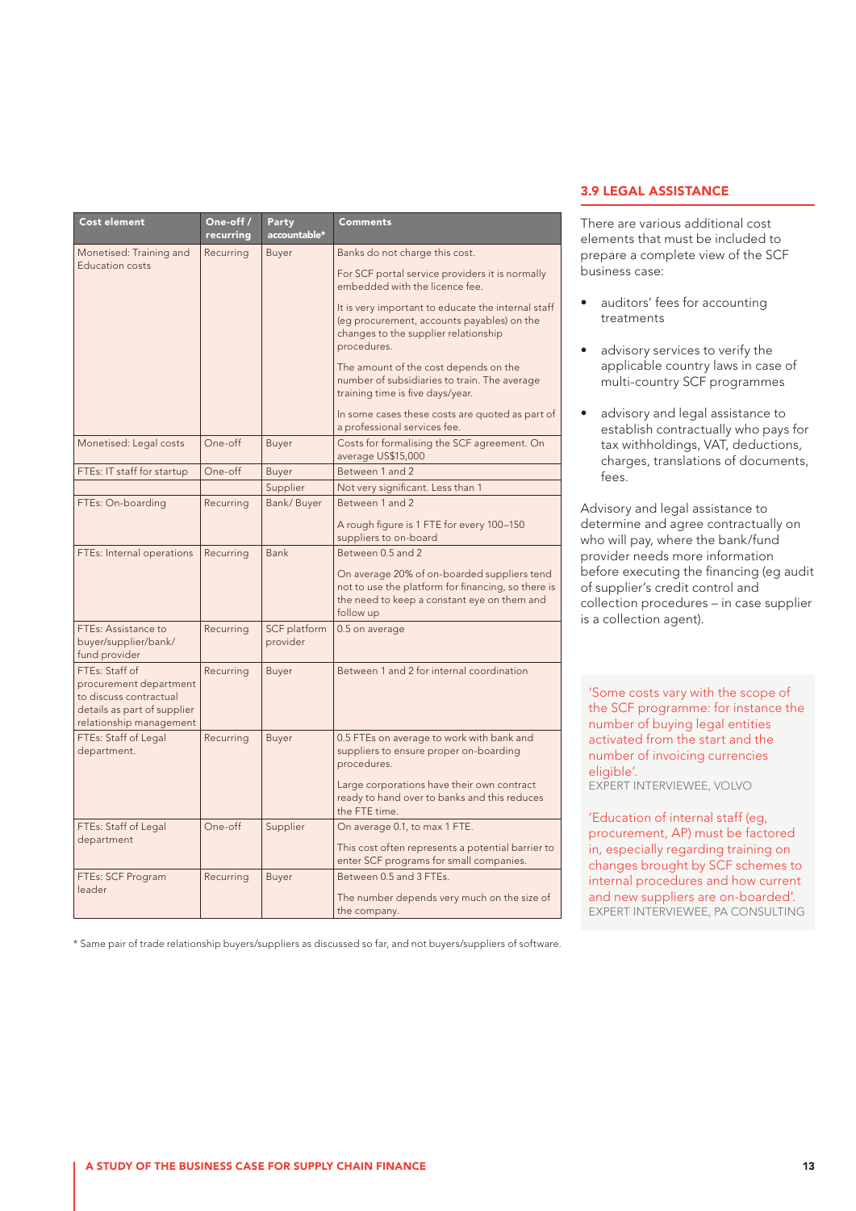| Cost element | One-off / recurring | Party accountable* | Comments |
|---|---|---|---|
| Monetised: Training and Education costs | Recurring | Buyer | Banks do not charge this cost.<br><br>For SCF portal service providers it is normally embedded with the licence fee.<br><br>It is very important to educate the internal staff (eg procurement, accounts payables) on the changes to the supplier relationship procedures.<br><br>The amount of the cost depends on the number of subsidiaries to train. The average training time is five days/year.<br><br>In some cases these costs are quoted as part of a professional services fee. |
| Monetised: Legal costs | One-off | Buyer | Costs for formalising the SCF agreement. On average US$15,000 |
| FTEs: IT staff for startup | One-off | Buyer | Between 1 and 2 |
| | | Supplier | Not very significant. Less than 1 |
| FTEs: On-boarding | Recurring | Bank/ Buyer | Between 1 and 2<br><br>A rough figure is 1 FTE for every 100–150 suppliers to on-board |
| FTEs: Internal operations | Recurring | Bank | Between 0.5 and 2<br><br>On average 20% of on-boarded suppliers tend not to use the platform for financing, so there is the need to keep a constant eye on them and follow up |
| FTEs: Assistance to buyer/supplier/bank/ fund provider | Recurring | SCF platform provider | 0.5 on average |
| FTEs: Staff of procurement department to discuss contractual details as part of supplier relationship management | Recurring | Buyer | Between 1 and 2 for internal coordination |
| FTEs: Staff of Legal department. | Recurring | Buyer | 0.5 FTEs on average to work with bank and suppliers to ensure proper on-boarding procedures.<br><br>Large corporations have their own contract ready to hand over to banks and this reduces the FTE time. |
| FTEs: Staff of Legal department | One-off | Supplier | On average 0.1, to max 1 FTE.<br><br>This cost often represents a potential barrier to enter SCF programs for small companies. |
| FTEs: SCF Program leader | Recurring | Buyer | Between 0.5 and 3 FTEs.<br><br>The number depends very much on the size of the company. |

\* Same pair of trade relationship buyers/suppliers as discussed so far, and not buyers/suppliers of software.

## 3.9 LEGAL ASSISTANCE

There are various additional cost elements that must be included to prepare a complete view of the SCF business case:

- auditors' fees for accounting treatments
- advisory services to verify the applicable country laws in case of multi-country SCF programmes
- advisory and legal assistance to establish contractually who pays for tax withholdings, VAT, deductions, charges, translations of documents, fees.

Advisory and legal assistance to determine and agree contractually on who will pay, where the bank/fund provider needs more information before executing the financing (eg audit of supplier's credit control and collection procedures – in case supplier is a collection agent).

'Some costs vary with the scope of the SCF programme: for instance the number of buying legal entities activated from the start and the number of invoicing currencies eligible'.
EXPERT INTERVIEWEE, VOLVO

'Education of internal staff (eg, procurement, AP) must be factored in, especially regarding training on changes brought by SCF schemes to internal procedures and how current and new suppliers are on-boarded'.
EXPERT INTERVIEWEE, PA CONSULTING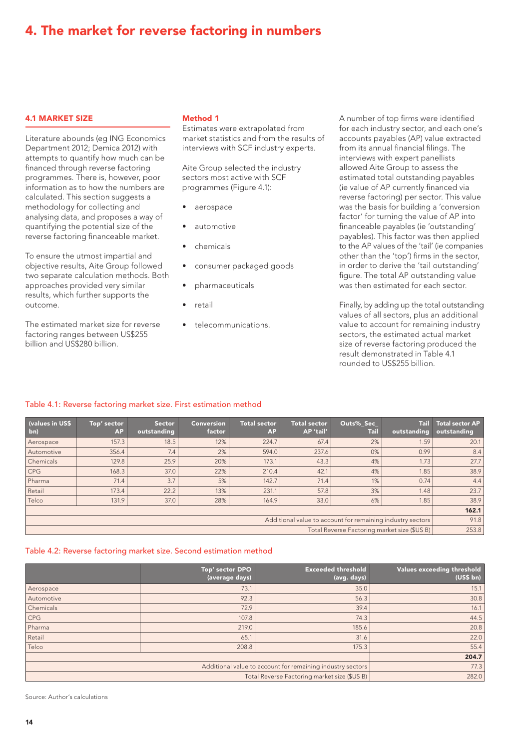# 4. The market for reverse factoring in numbers

## 4.1 MARKET SIZE

Literature abounds (eg ING Economics Department 2012; Demica 2012) with attempts to quantify how much can be financed through reverse factoring programmes. There is, however, poor information as to how the numbers are calculated. This section suggests a methodology for collecting and analysing data, and proposes a way of quantifying the potential size of the reverse factoring financeable market.

To ensure the utmost impartial and objective results, Aite Group followed two separate calculation methods. Both approaches provided very similar results, which further supports the outcome.

The estimated market size for reverse factoring ranges between US$255 billion and US$280 billion.

### Method 1

Estimates were extrapolated from market statistics and from the results of interviews with SCF industry experts.

Aite Group selected the industry sectors most active with SCF programmes (Figure 4.1):

- aerospace
- automotive
- chemicals
- consumer packaged goods
- pharmaceuticals
- retail
- telecommunications.

A number of top firms were identified for each industry sector, and each one's accounts payables (AP) value extracted from its annual financial filings. The interviews with expert panellists allowed Aite Group to assess the estimated total outstanding payables (ie value of AP currently financed via reverse factoring) per sector. This value was the basis for building a 'conversion factor' for turning the value of AP into financeable payables (ie 'outstanding' payables). This factor was then applied to the AP values of the 'tail' (ie companies other than the 'top') firms in the sector, in order to derive the 'tail outstanding' figure. The total AP outstanding value was then estimated for each sector.

Finally, by adding up the total outstanding values of all sectors, plus an additional value to account for remaining industry sectors, the estimated actual market size of reverse factoring produced the result demonstrated in Table 4.1 rounded to US$255 billion.

Table 4.1: Reverse factoring market size. First estimation method

| (values in US$ bn) | Top' sector AP | Sector outstanding | Conversion factor | Total sector AP | Total sector AP 'tail' | Outs%_Sec_ Tail | Tail outstanding | Total sector AP outstanding |
|---|---|---|---|---|---|---|---|---|
| Aerospace | 157.3 | 18.5 | 12% | 224.7 | 67.4 | 2% | 1.59 | 20.1 |
| Automotive | 356.4 | 7.4 | 2% | 594.0 | 237.6 | 0% | 0.99 | 8.4 |
| Chemicals | 129.8 | 25.9 | 20% | 173.1 | 43.3 | 4% | 1.73 | 27.7 |
| CPG | 168.3 | 37.0 | 22% | 210.4 | 42.1 | 4% | 1.85 | 38.9 |
| Pharma | 71.4 | 3.7 | 5% | 142.7 | 71.4 | 1% | 0.74 | 4.4 |
| Retail | 173.4 | 22.2 | 13% | 231.1 | 57.8 | 3% | 1.48 | 23.7 |
| Telco | 131.9 | 37.0 | 28% | 164.9 | 33.0 | 6% | 1.85 | 38.9 |
| | | | | | | | | **162.1** |
| Additional value to account for remaining industry sectors | | | | | | | | 91.8 |
| Total Reverse Factoring market size ($US B) | | | | | | | | 253.8 |

Table 4.2: Reverse factoring market size. Second estimation method

| | Top' sector DPO (average days) | Exceeded threshold (avg. days) | Values exceeding threshold (US$ bn) |
|---|---|---|---|
| Aerospace | 73.1 | 35.0 | 15.1 |
| Automotive | 92.3 | 56.3 | 30.8 |
| Chemicals | 72.9 | 39.4 | 16.1 |
| CPG | 107.8 | 74.3 | 44.5 |
| Pharma | 219.0 | 185.6 | 20.8 |
| Retail | 65.1 | 31.6 | 22.0 |
| Telco | 208.8 | 175.3 | 55.4 |
| | | | **204.7** |
| Additional value to account for remaining industry sectors | | | 77.3 |
| Total Reverse Factoring market size ($US B) | | | 282.0 |

Source: Author's calculations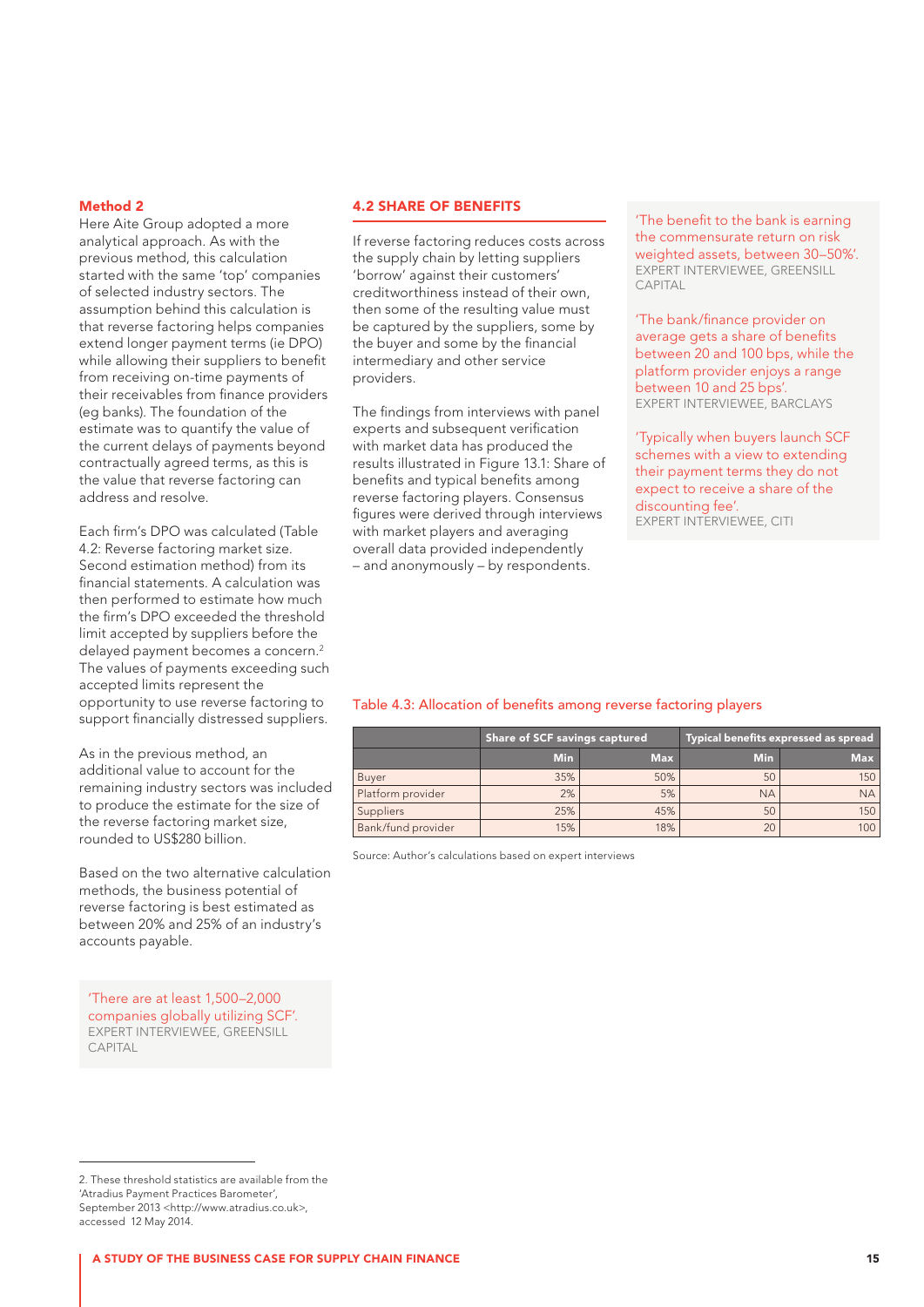**Method 2**

Here Aite Group adopted a more analytical approach. As with the previous method, this calculation started with the same 'top' companies of selected industry sectors. The assumption behind this calculation is that reverse factoring helps companies extend longer payment terms (ie DPO) while allowing their suppliers to benefit from receiving on-time payments of their receivables from finance providers (eg banks). The foundation of the estimate was to quantify the value of the current delays of payments beyond contractually agreed terms, as this is the value that reverse factoring can address and resolve.

Each firm's DPO was calculated (Table 4.2: Reverse factoring market size. Second estimation method) from its financial statements. A calculation was then performed to estimate how much the firm's DPO exceeded the threshold limit accepted by suppliers before the delayed payment becomes a concern.[2] The values of payments exceeding such accepted limits represent the opportunity to use reverse factoring to support financially distressed suppliers.

As in the previous method, an additional value to account for the remaining industry sectors was included to produce the estimate for the size of the reverse factoring market size, rounded to US$280 billion.

Based on the two alternative calculation methods, the business potential of reverse factoring is best estimated as between 20% and 25% of an industry's accounts payable.

> 'There are at least 1,500–2,000 companies globally utilizing SCF'.
> EXPERT INTERVIEWEE, GREENSILL CAPITAL

## 4.2 SHARE OF BENEFITS

If reverse factoring reduces costs across the supply chain by letting suppliers 'borrow' against their customers' creditworthiness instead of their own, then some of the resulting value must be captured by the suppliers, some by the buyer and some by the financial intermediary and other service providers.

The findings from interviews with panel experts and subsequent verification with market data has produced the results illustrated in Figure 13.1: Share of benefits and typical benefits among reverse factoring players. Consensus figures were derived through interviews with market players and averaging overall data provided independently – and anonymously – by respondents.

> 'The benefit to the bank is earning the commensurate return on risk weighted assets, between 30–50%'.
> EXPERT INTERVIEWEE, GREENSILL CAPITAL

> 'The bank/finance provider on average gets a share of benefits between 20 and 100 bps, while the platform provider enjoys a range between 10 and 25 bps'.
> EXPERT INTERVIEWEE, BARCLAYS

> 'Typically when buyers launch SCF schemes with a view to extending their payment terms they do not expect to receive a share of the discounting fee'.
> EXPERT INTERVIEWEE, CITI

Table 4.3: Allocation of benefits among reverse factoring players

| | Share of SCF savings captured | | Typical benefits expressed as spread | |
|---|---|---|---|---|
| | Min | Max | Min | Max |
| Buyer | 35% | 50% | 50 | 150 |
| Platform provider | 2% | 5% | NA | NA |
| Suppliers | 25% | 45% | 50 | 150 |
| Bank/fund provider | 15% | 18% | 20 | 100 |

Source: Author's calculations based on expert interviews

2. These threshold statistics are available from the 'Atradius Payment Practices Barometer', September 2013 <http://www.atradius.co.uk>, accessed 12 May 2014.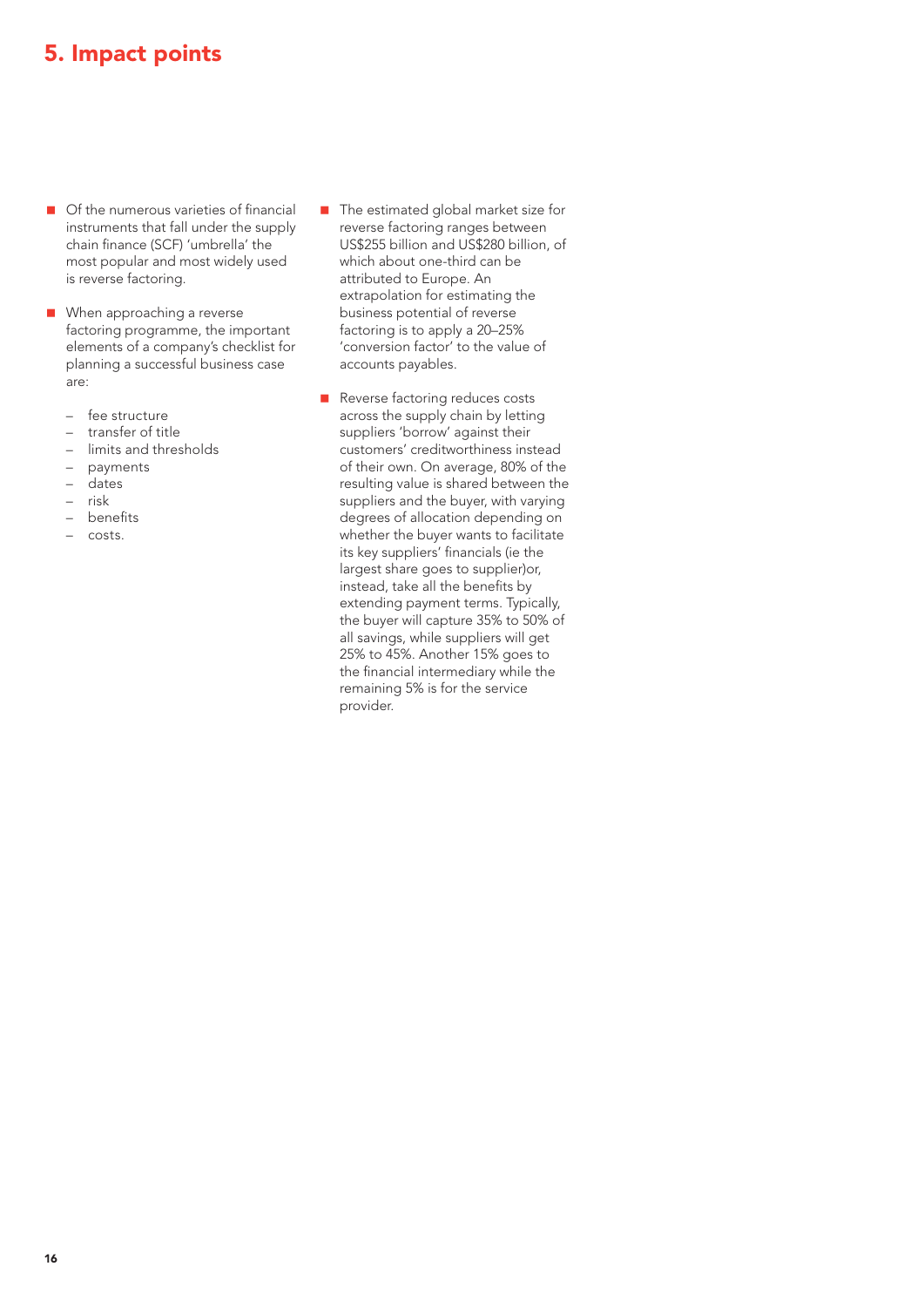# 5. Impact points

- Of the numerous varieties of financial instruments that fall under the supply chain finance (SCF) 'umbrella' the most popular and most widely used is reverse factoring.

- When approaching a reverse factoring programme, the important elements of a company's checklist for planning a successful business case are:

  - fee structure
  - transfer of title
  - limits and thresholds
  - payments
  - dates
  - risk
  - benefits
  - costs.

- The estimated global market size for reverse factoring ranges between US$255 billion and US$280 billion, of which about one-third can be attributed to Europe. An extrapolation for estimating the business potential of reverse factoring is to apply a 20–25% 'conversion factor' to the value of accounts payables.

- Reverse factoring reduces costs across the supply chain by letting suppliers 'borrow' against their customers' creditworthiness instead of their own. On average, 80% of the resulting value is shared between the suppliers and the buyer, with varying degrees of allocation depending on whether the buyer wants to facilitate its key suppliers' financials (ie the largest share goes to supplier)or, instead, take all the benefits by extending payment terms. Typically, the buyer will capture 35% to 50% of all savings, while suppliers will get 25% to 45%. Another 15% goes to the financial intermediary while the remaining 5% is for the service provider.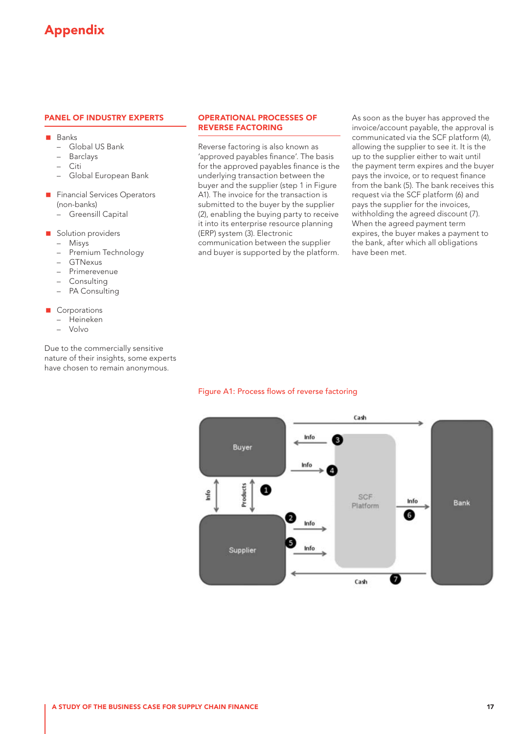# Appendix

## PANEL OF INDUSTRY EXPERTS

- Banks
  - Global US Bank
  - Barclays
  - Citi
  - Global European Bank
- Financial Services Operators (non-banks)
  - Greensill Capital
- Solution providers
  - Misys
  - Premium Technology
  - GTNexus
  - Primerevenue
  - Consulting
  - PA Consulting
- Corporations
  - Heineken
  - Volvo

Due to the commercially sensitive nature of their insights, some experts have chosen to remain anonymous.

## OPERATIONAL PROCESSES OF REVERSE FACTORING

Reverse factoring is also known as 'approved payables finance'. The basis for the approved payables finance is the underlying transaction between the buyer and the supplier (step 1 in Figure A1). The invoice for the transaction is submitted to the buyer by the supplier (2), enabling the buying party to receive it into its enterprise resource planning (ERP) system (3). Electronic communication between the supplier and buyer is supported by the platform.

As soon as the buyer has approved the invoice/account payable, the approval is communicated via the SCF platform (4), allowing the supplier to see it. It is the up to the supplier either to wait until the payment term expires and the buyer pays the invoice, or to request finance from the bank (5). The bank receives this request via the SCF platform (6) and pays the supplier for the invoices, withholding the agreed discount (7). When the agreed payment term expires, the buyer makes a payment to the bank, after which all obligations have been met.

Figure A1: Process flows of reverse factoring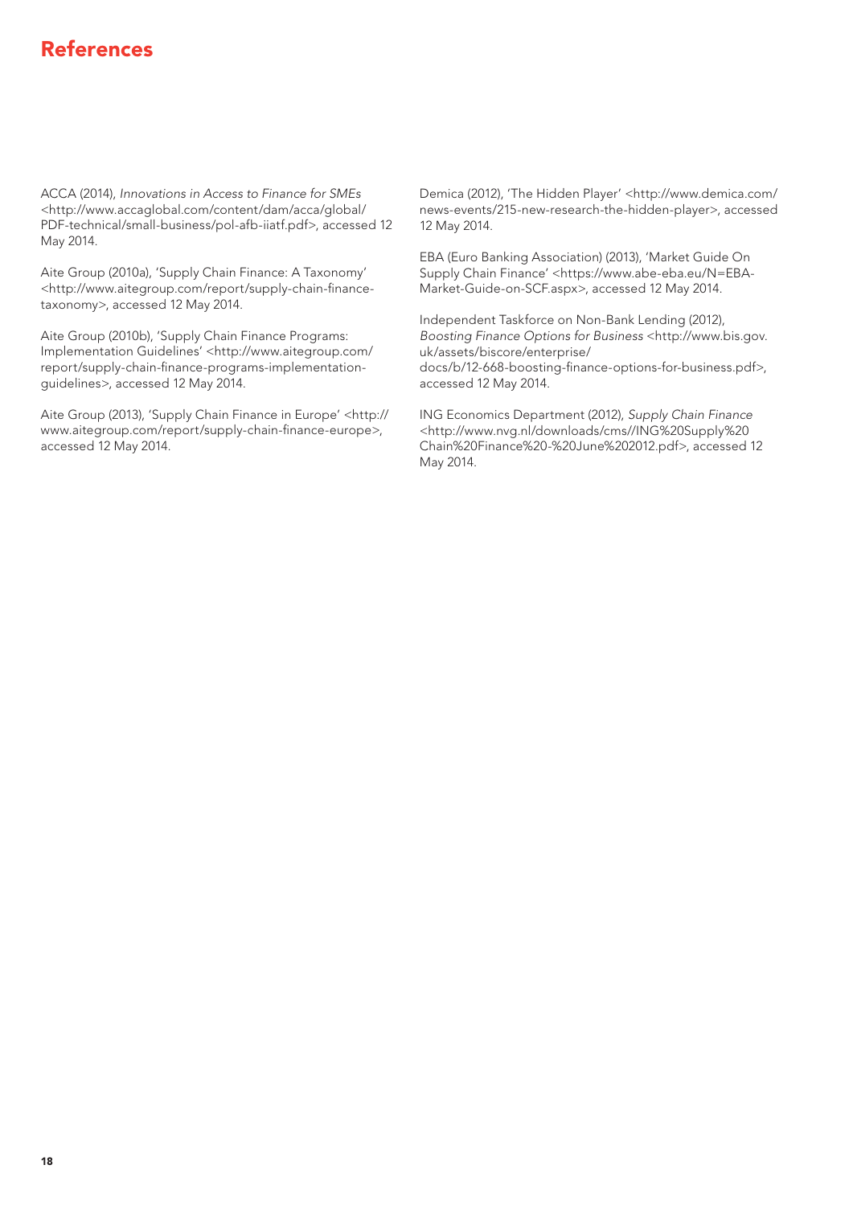# References

ACCA (2014), *Innovations in Access to Finance for SMEs* <http://www.accaglobal.com/content/dam/acca/global/PDF-technical/small-business/pol-afb-iiatf.pdf>, accessed 12 May 2014.

Aite Group (2010a), 'Supply Chain Finance: A Taxonomy' <http://www.aitegroup.com/report/supply-chain-finance-taxonomy>, accessed 12 May 2014.

Aite Group (2010b), 'Supply Chain Finance Programs: Implementation Guidelines' <http://www.aitegroup.com/report/supply-chain-finance-programs-implementation-guidelines>, accessed 12 May 2014.

Aite Group (2013), 'Supply Chain Finance in Europe' <http://www.aitegroup.com/report/supply-chain-finance-europe>, accessed 12 May 2014.

Demica (2012), 'The Hidden Player' <http://www.demica.com/news-events/215-new-research-the-hidden-player>, accessed 12 May 2014.

EBA (Euro Banking Association) (2013), 'Market Guide On Supply Chain Finance' <https://www.abe-eba.eu/N=EBA-Market-Guide-on-SCF.aspx>, accessed 12 May 2014.

Independent Taskforce on Non-Bank Lending (2012), *Boosting Finance Options for Business* <http://www.bis.gov.uk/assets/biscore/enterprise/docs/b/12-668-boosting-finance-options-for-business.pdf>, accessed 12 May 2014.

ING Economics Department (2012), *Supply Chain Finance* <http://www.nvg.nl/downloads/cms//ING%20Supply%20Chain%20Finance%20-%20June%202012.pdf>, accessed 12 May 2014.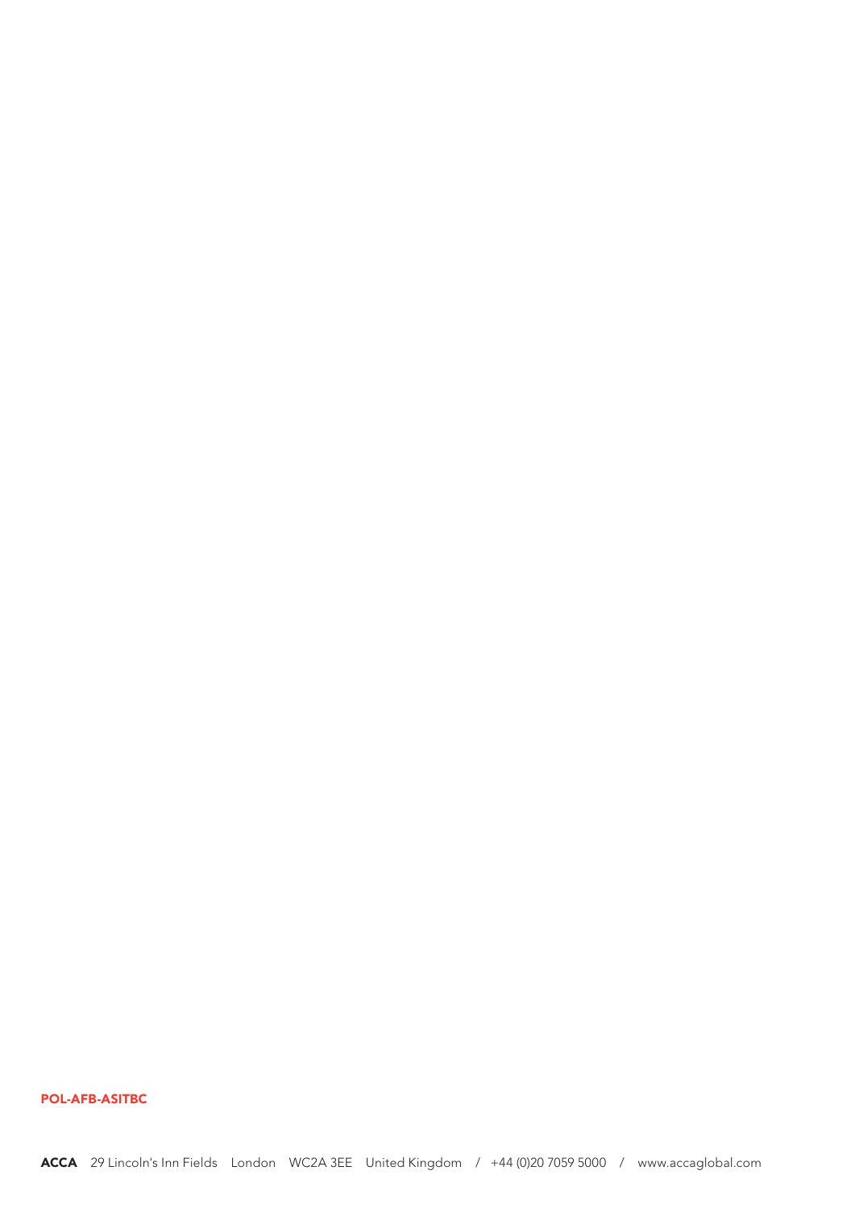POL-AFB-ASITBC

**ACCA** 29 Lincoln's Inn Fields London WC2A 3EE United Kingdom / +44 (0)20 7059 5000 / www.accaglobal.com